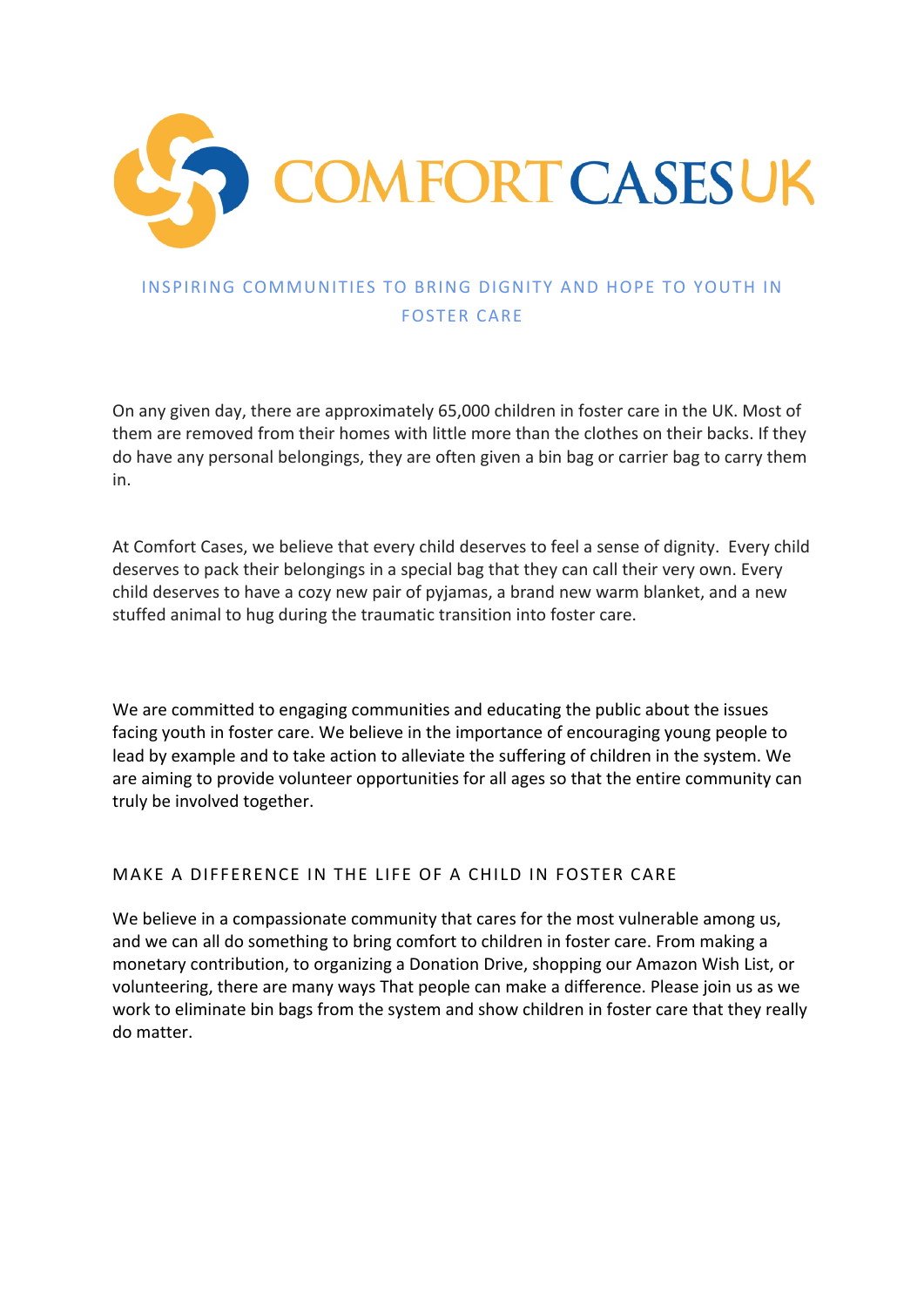# COMFORT CASES UK

INSPIRING COMMUNITIES TO BRING DIGNITY AND HOPE TO YOUTH IN FOSTER CARE

On any given day, there are approximately 65,000 children in foster care in the UK. Most of them are removed from their homes with little more than the clothes on their backs. If they do have any personal belongings, they are often given a bin bag or carrier bag to carry them in.

At Comfort Cases, we believe that every child deserves to feel a sense of dignity. Every child deserves to pack their belongings in a special bag that they can call their very own. Every child deserves to have a cozy new pair of pyjamas, a brand new warm blanket, and a new stuffed animal to hug during the traumatic transition into foster care.

We are committed to engaging communities and educating the public about the issues facing youth in foster care. We believe in the importance of encouraging young people to lead by example and to take action to alleviate the suffering of children in the system. We are aiming to provide volunteer opportunities for all ages so that the entire community can truly be involved together.

## MAKE A DIFFERENCE IN THE LIFE OF A CHILD IN FOSTER CARE

We believe in a compassionate community that cares for the most vulnerable among us, and we can all do something to bring comfort to children in foster care. From making a monetary contribution, to organizing a Donation Drive, shopping our Amazon Wish List, or volunteering, there are many ways That people can make a difference. Please join us as we work to eliminate bin bags from the system and show children in foster care that they really do matter.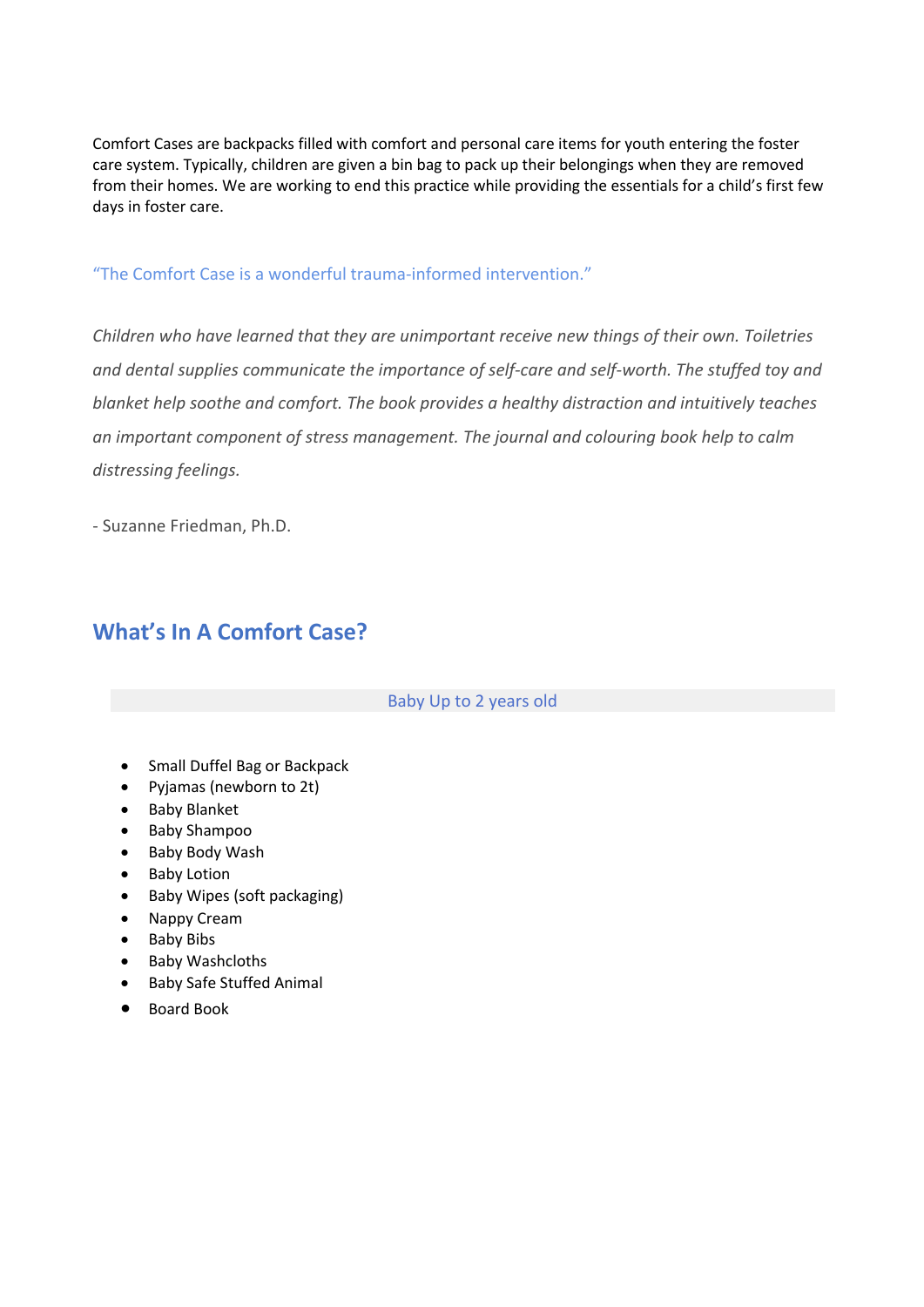Comfort Cases are backpacks filled with comfort and personal care items for youth entering the foster care system. Typically, children are given a bin bag to pack up their belongings when they are removed from their homes. We are working to end this practice while providing the essentials for a child's first few days in foster care.

"The Comfort Case is a wonderful trauma-informed intervention."

*Children who have learned that they are unimportant receive new things of their own. Toiletries and dental supplies communicate the importance of self-care and self-worth. The stuffed toy and blanket help soothe and comfort. The book provides a healthy distraction and intuitively teaches an important component of stress management. The journal and colouring book help to calm distressing feelings.*

- Suzanne Friedman, Ph.D.

## What's In A Comfort Case?

### Baby Up to 2 years old

- Small Duffel Bag or Backpack
- Pyjamas (newborn to 2t)
- Baby Blanket
- Baby Shampoo
- Baby Body Wash
- Baby Lotion
- Baby Wipes (soft packaging)
- Nappy Cream
- Baby Bibs
- Baby Washcloths
- Baby Safe Stuffed Animal
- Board Book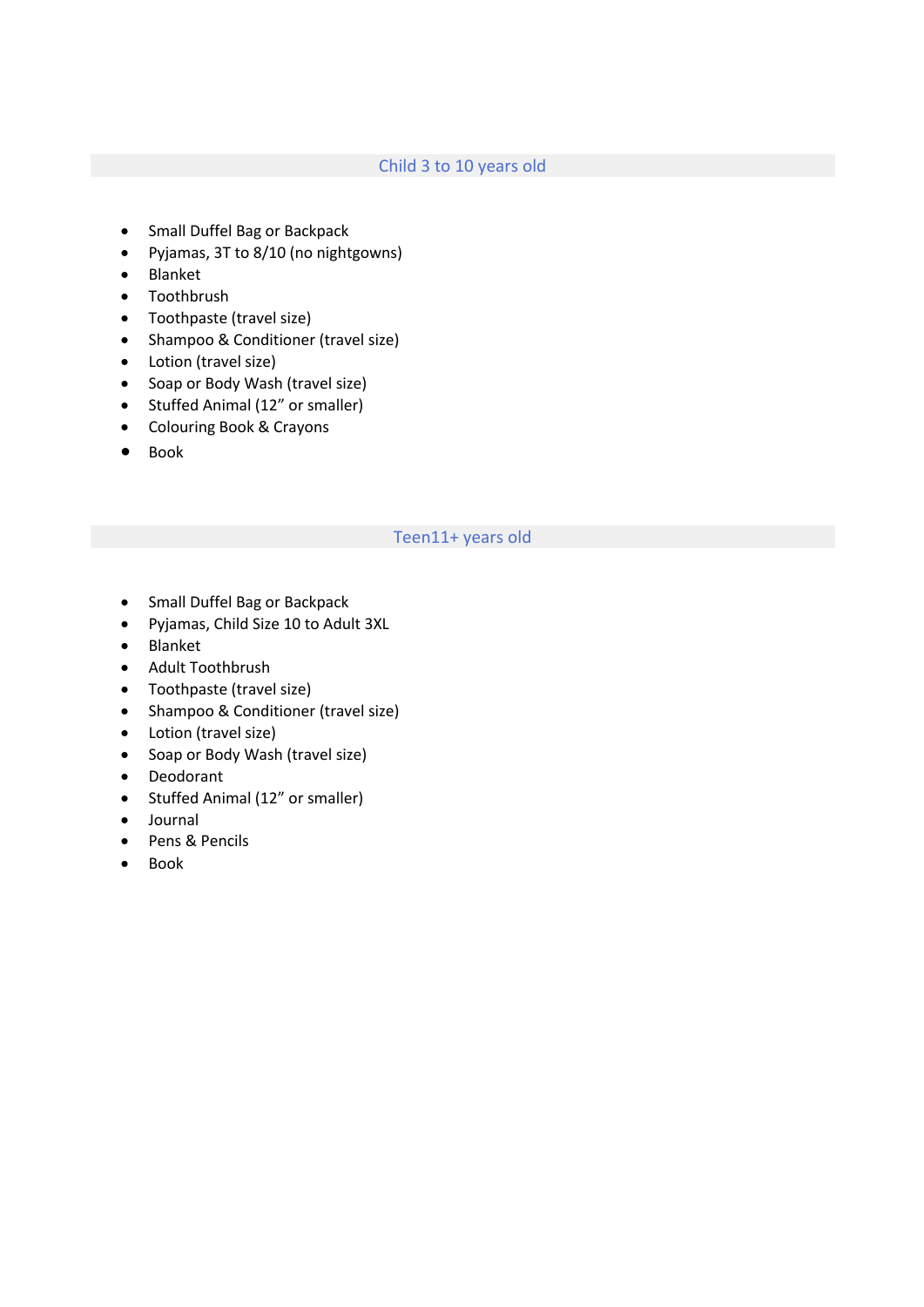## Child 3 to 10 years old

- Small Duffel Bag or Backpack
- Pyjamas, 3T to 8/10 (no nightgowns)
- Blanket
- Toothbrush
- Toothpaste (travel size)
- Shampoo & Conditioner (travel size)
- Lotion (travel size)
- Soap or Body Wash (travel size)
- Stuffed Animal (12" or smaller)
- Colouring Book & Crayons
- Book

## Teen11+ years old

- Small Duffel Bag or Backpack
- Pyjamas, Child Size 10 to Adult 3XL
- Blanket
- Adult Toothbrush
- Toothpaste (travel size)
- Shampoo & Conditioner (travel size)
- Lotion (travel size)
- Soap or Body Wash (travel size)
- Deodorant
- Stuffed Animal (12" or smaller)
- Journal
- Pens & Pencils
- Book